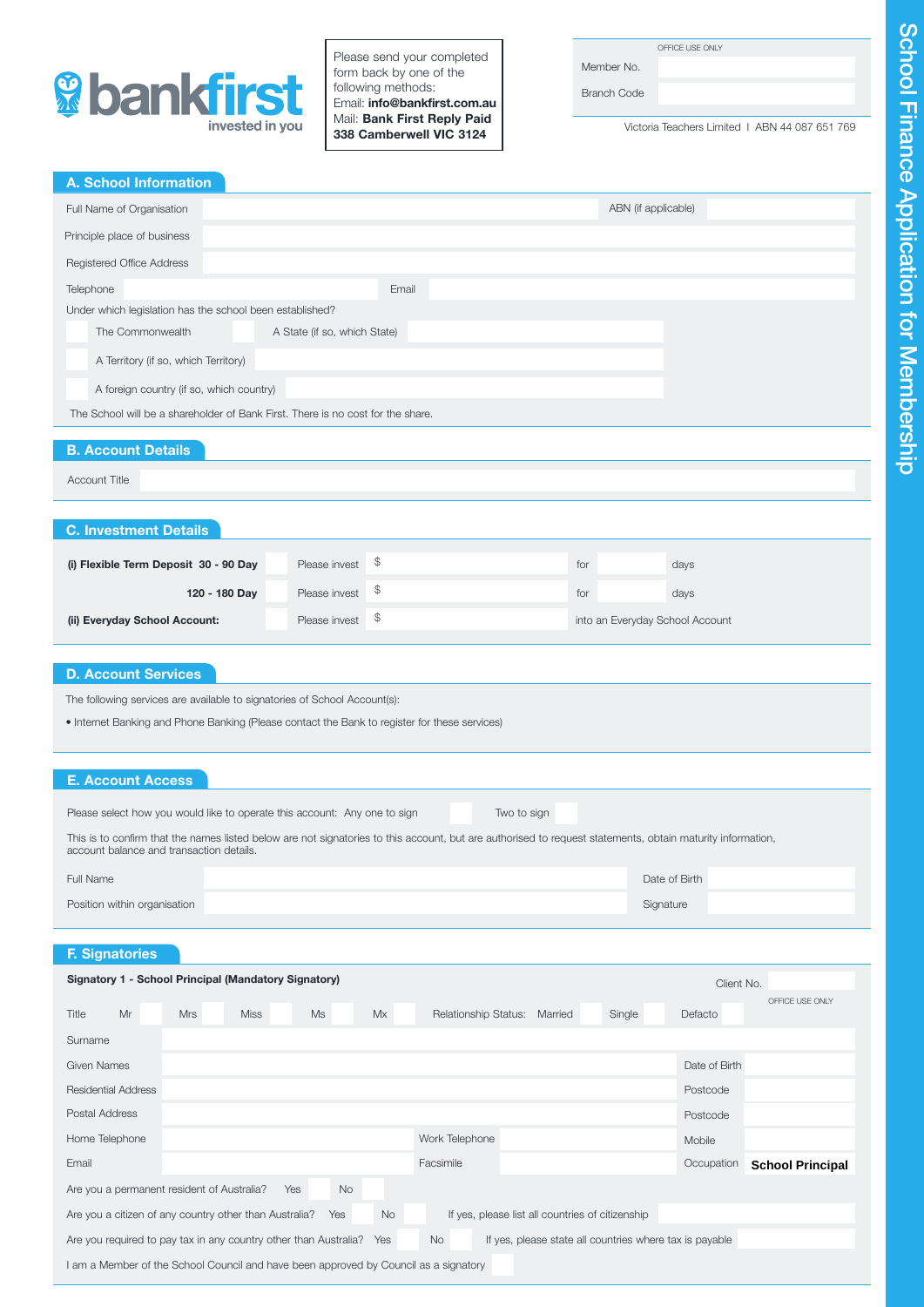# School Finance Application for Membership

**bankfirst**
invested in you

Please send your completed form back by one of the following methods:
Email: **info@bankfirst.com.au**
Mail: **Bank First Reply Paid 338 Camberwell VIC 3124**

| OFFICE USE ONLY | |
|---|---|
| Member No. | |
| Branch Code | |

Victoria Teachers Limited I ABN 44 087 651 769

## A. School Information

| | | | |
|---|---|---|---|
| Full Name of Organisation | | ABN (if applicable) | |
| Principle place of business | | | |
| Registered Office Address | | | |
| Telephone | | Email | |

Under which legislation has the school been established?

- The Commonwealth
- A State (if so, which State)
- A Territory (if so, which Territory)
- A foreign country (if so, which country)

The School will be a shareholder of Bank First. There is no cost for the share.

## B. Account Details

| | |
|---|---|
| Account Title | |

## C. Investment Details

| | | | | | |
|---|---|---|---|---|---|
| **(i) Flexible Term Deposit 30 - 90 Day** | Please invest | $ | for | | days |
| **120 - 180 Day** | Please invest | $ | for | | days |
| **(ii) Everyday School Account:** | Please invest | $ | into an Everyday School Account | | |

## D. Account Services

The following services are available to signatories of School Account(s):

- Internet Banking and Phone Banking (Please contact the Bank to register for these services)

## E. Account Access

Please select how you would like to operate this account: Any one to sign ☐ Two to sign ☐

This is to confirm that the names listed below are not signatories to this account, but are authorised to request statements, obtain maturity information, account balance and transaction details.

| | | | |
|---|---|---|---|
| Full Name | | Date of Birth | |
| Position within organisation | | Signature | |

## F. Signatories

**Signatory 1 - School Principal (Mandatory Signatory)**

Client No. ______ (OFFICE USE ONLY)

Title: Mr ☐ Mrs ☐ Miss ☐ Ms ☐ Mx ☐ Relationship Status: Married ☐ Single ☐ Defacto ☐

| | | | | | |
|---|---|---|---|---|---|
| Surname | | | | | |
| Given Names | | | | Date of Birth | |
| Residential Address | | | | Postcode | |
| Postal Address | | | | Postcode | |
| Home Telephone | | Work Telephone | | Mobile | |
| Email | | Facsimile | | Occupation | **School Principal** |

Are you a permanent resident of Australia? Yes ☐ No ☐

Are you a citizen of any country other than Australia? Yes ☐ No ☐ If yes, please list all countries of citizenship ______

Are you required to pay tax in any country other than Australia? Yes ☐ No ☐ If yes, please state all countries where tax is payable ______

I am a Member of the School Council and have been approved by Council as a signatory ☐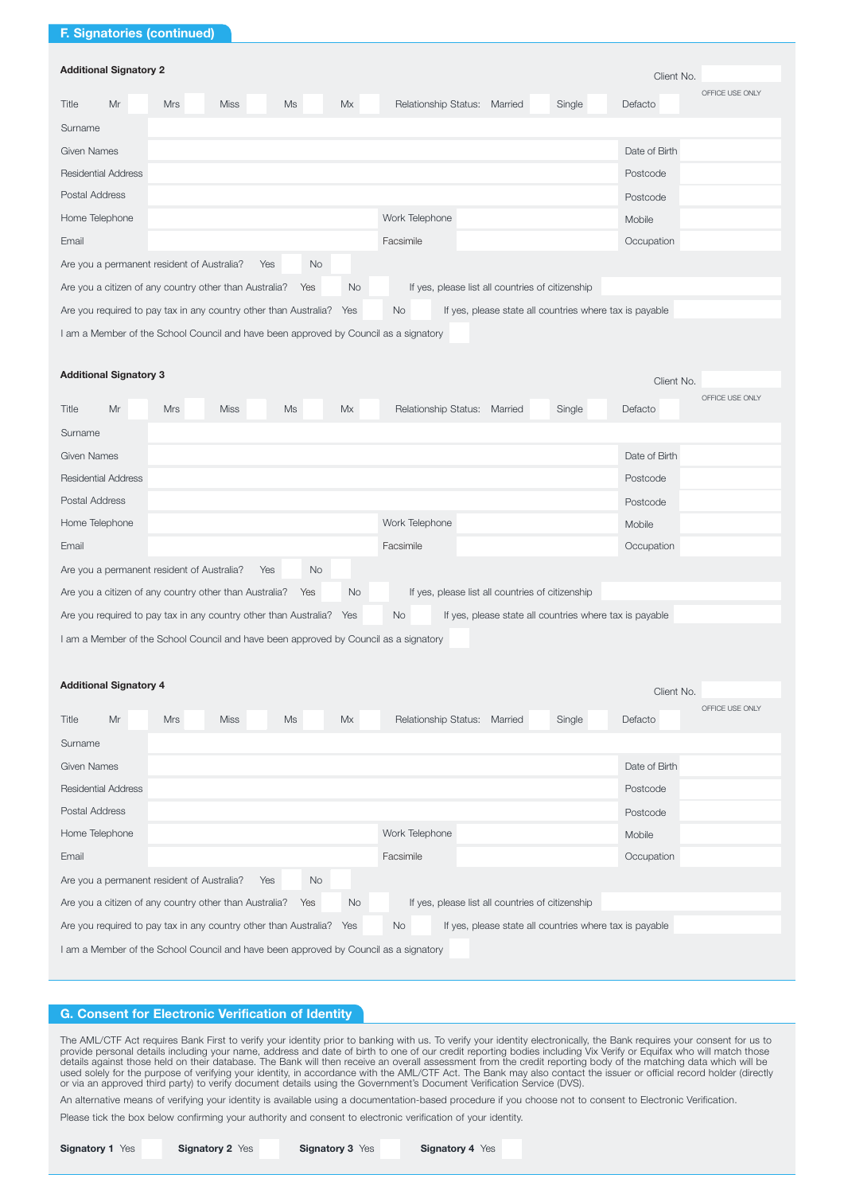## F. Signatories (continued)

### Additional Signatory 2

Client No. ______ OFFICE USE ONLY

Title Mr ☐ Mrs ☐ Miss ☐ Ms ☐ Mx ☐ Relationship Status: Married ☐ Single ☐ Defacto ☐

Surname ______

Given Names ______ Date of Birth ______

Residential Address ______ Postcode ______

Postal Address ______ Postcode ______

Home Telephone ______ Work Telephone ______ Mobile ______

Email ______ Facsimile ______ Occupation ______

Are you a permanent resident of Australia? Yes ☐ No ☐

Are you a citizen of any country other than Australia? Yes ☐ No ☐ If yes, please list all countries of citizenship ______

Are you required to pay tax in any country other than Australia? Yes ☐ No ☐ If yes, please state all countries where tax is payable ______

I am a Member of the School Council and have been approved by Council as a signatory ☐

### Additional Signatory 3

Client No. ______ OFFICE USE ONLY

Title Mr ☐ Mrs ☐ Miss ☐ Ms ☐ Mx ☐ Relationship Status: Married ☐ Single ☐ Defacto ☐

Surname ______

Given Names ______ Date of Birth ______

Residential Address ______ Postcode ______

Postal Address ______ Postcode ______

Home Telephone ______ Work Telephone ______ Mobile ______

Email ______ Facsimile ______ Occupation ______

Are you a permanent resident of Australia? Yes ☐ No ☐

Are you a citizen of any country other than Australia? Yes ☐ No ☐ If yes, please list all countries of citizenship ______

Are you required to pay tax in any country other than Australia? Yes ☐ No ☐ If yes, please state all countries where tax is payable ______

I am a Member of the School Council and have been approved by Council as a signatory ☐

### Additional Signatory 4

Client No. ______ OFFICE USE ONLY

Title Mr ☐ Mrs ☐ Miss ☐ Ms ☐ Mx ☐ Relationship Status: Married ☐ Single ☐ Defacto ☐

Surname ______

Given Names ______ Date of Birth ______

Residential Address ______ Postcode ______

Postal Address ______ Postcode ______

Home Telephone ______ Work Telephone ______ Mobile ______

Email ______ Facsimile ______ Occupation ______

Are you a permanent resident of Australia? Yes ☐ No ☐

Are you a citizen of any country other than Australia? Yes ☐ No ☐ If yes, please list all countries of citizenship ______

Are you required to pay tax in any country other than Australia? Yes ☐ No ☐ If yes, please state all countries where tax is payable ______

I am a Member of the School Council and have been approved by Council as a signatory ☐

## G. Consent for Electronic Verification of Identity

The AML/CTF Act requires Bank First to verify your identity prior to banking with us. To verify your identity electronically, the Bank requires your consent for us to provide personal details including your name, address and date of birth to one of our credit reporting bodies including Vix Verify or Equifax who will match those details against those held on their database. The Bank will then receive an overall assessment from the credit reporting body of the matching data which will be used solely for the purpose of verifying your identity, in accordance with the AML/CTF Act. The Bank may also contact the issuer or official record holder (directly or via an approved third party) to verify document details using the Government's Document Verification Service (DVS).

An alternative means of verifying your identity is available using a documentation-based procedure if you choose not to consent to Electronic Verification.

Please tick the box below confirming your authority and consent to electronic verification of your identity.

**Signatory 1** Yes ☐ **Signatory 2** Yes ☐ **Signatory 3** Yes ☐ **Signatory 4** Yes ☐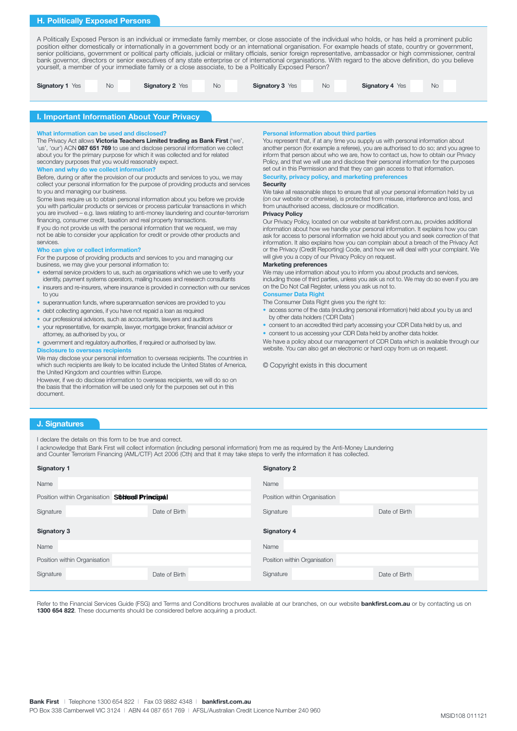## H. Politically Exposed Persons

A Politically Exposed Person is an individual or immediate family member, or close associate of the individual who holds, or has held a prominent public position either domestically or internationally in a government body or an international organisation. For example heads of state, country or government, senior politicians, government or political party officials, judicial or military officials, senior foreign representative, ambassador or high commissioner, central bank governor, directors or senior executives of any state enterprise or of international organisations. With regard to the above definition, do you believe yourself, a member of your immediate family or a close associate, to be a Politically Exposed Person?

**Signatory 1** Yes ☐ No ☐ **Signatory 2** Yes ☐ No ☐ **Signatory 3** Yes ☐ No ☐ **Signatory 4** Yes ☐ No ☐

## I. Important Information About Your Privacy

**What information can be used and disclosed?**

The Privacy Act allows **Victoria Teachers Limited trading as Bank First** ('we', 'us', 'our') ACN **087 651 769** to use and disclose personal information we collect about you for the primary purpose for which it was collected and for related secondary purposes that you would reasonably expect.

**When and why do we collect information?**

Before, during or after the provision of our products and services to you, we may collect your personal information for the purpose of providing products and services to you and managing our business.

Some laws require us to obtain personal information about you before we provide you with particular products or services or process particular transactions in which you are involved – e.g. laws relating to anti-money laundering and counter-terrorism financing, consumer credit, taxation and real property transactions.

If you do not provide us with the personal information that we request, we may not be able to consider your application for credit or provide other products and services.

**Who can give or collect information?**

For the purpose of providing products and services to you and managing our business, we may give your personal information to:

- external service providers to us, such as organisations which we use to verify your identity, payment systems operators, mailing houses and research consultants
- insurers and re-insurers, where insurance is provided in connection with our services to you
- superannuation funds, where superannuation services are provided to you
- debt collecting agencies, if you have not repaid a loan as required
- our professional advisors, such as accountants, lawyers and auditors
- your representative, for example, lawyer, mortgage broker, financial advisor or attorney, as authorised by you, or
- government and regulatory authorities, if required or authorised by law.

**Disclosure to overseas recipients**

We may disclose your personal information to overseas recipients. The countries in which such recipients are likely to be located include the United States of America, the United Kingdom and countries within Europe.

However, if we do disclose information to overseas recipients, we will do so on the basis that the information will be used only for the purposes set out in this document.

**Personal information about third parties**

You represent that, if at any time you supply us with personal information about another person (for example a referee), you are authorised to do so; and you agree to inform that person about who we are, how to contact us, how to obtain our Privacy Policy, and that we will use and disclose their personal information for the purposes set out in this Permission and that they can gain access to that information.

**Security, privacy policy, and marketing preferences**

**Security**

We take all reasonable steps to ensure that all your personal information held by us (on our website or otherwise), is protected from misuse, interference and loss, and from unauthorised access, disclosure or modification.

**Privacy Policy**

Our Privacy Policy, located on our website at bankfirst.com.au, provides additional information about how we handle your personal information. It explains how you can ask for access to personal information we hold about you and seek correction of that information. It also explains how you can complain about a breach of the Privacy Act or the Privacy (Credit Reporting) Code, and how we will deal with your complaint. We will give you a copy of our Privacy Policy on request.

**Marketing preferences**

We may use information about you to inform you about products and services, including those of third parties, unless you ask us not to. We may do so even if you are on the Do Not Call Register, unless you ask us not to.

**Consumer Data Right**

The Consumer Data Right gives you the right to:

- access some of the data (including personal information) held about you by us and by other data holders ('CDR Data')
- consent to an accredited third party accessing your CDR Data held by us, and
- consent to us accessing your CDR Data held by another data holder.

We have a policy about our management of CDR Data which is available through our website. You can also get an electronic or hard copy from us on request.

© Copyright exists in this document

## J. Signatures

I declare the details on this form to be true and correct.

I acknowledge that Bank First will collect information (including personal information) from me as required by the Anti-Money Laundering and Counter Terrorism Financing (AML/CTF) Act 2006 (Cth) and that it may take steps to verify the information it has collected.

**Signatory 1**

Name:

Position within Organisation: **School Principal**

Signature: &nbsp;&nbsp;&nbsp; Date of Birth:

**Signatory 2**

Name:

Position within Organisation:

Signature: &nbsp;&nbsp;&nbsp; Date of Birth:

**Signatory 3**

Name:

Position within Organisation:

Signature: &nbsp;&nbsp;&nbsp; Date of Birth:

**Signatory 4**

Name:

Position within Organisation:

Signature: &nbsp;&nbsp;&nbsp; Date of Birth:

Refer to the Financial Services Guide (FSG) and Terms and Conditions brochures available at our branches, on our website **bankfirst.com.au** or by contacting us on **1300 654 822**. These documents should be considered before acquiring a product.

**Bank First** | Telephone 1300 654 822 | Fax 03 9882 4348 | **bankfirst.com.au**

PO Box 338 Camberwell VIC 3124 | ABN 44 087 651 769 | AFSL/Australian Credit Licence Number 240 960

MSID108 011121